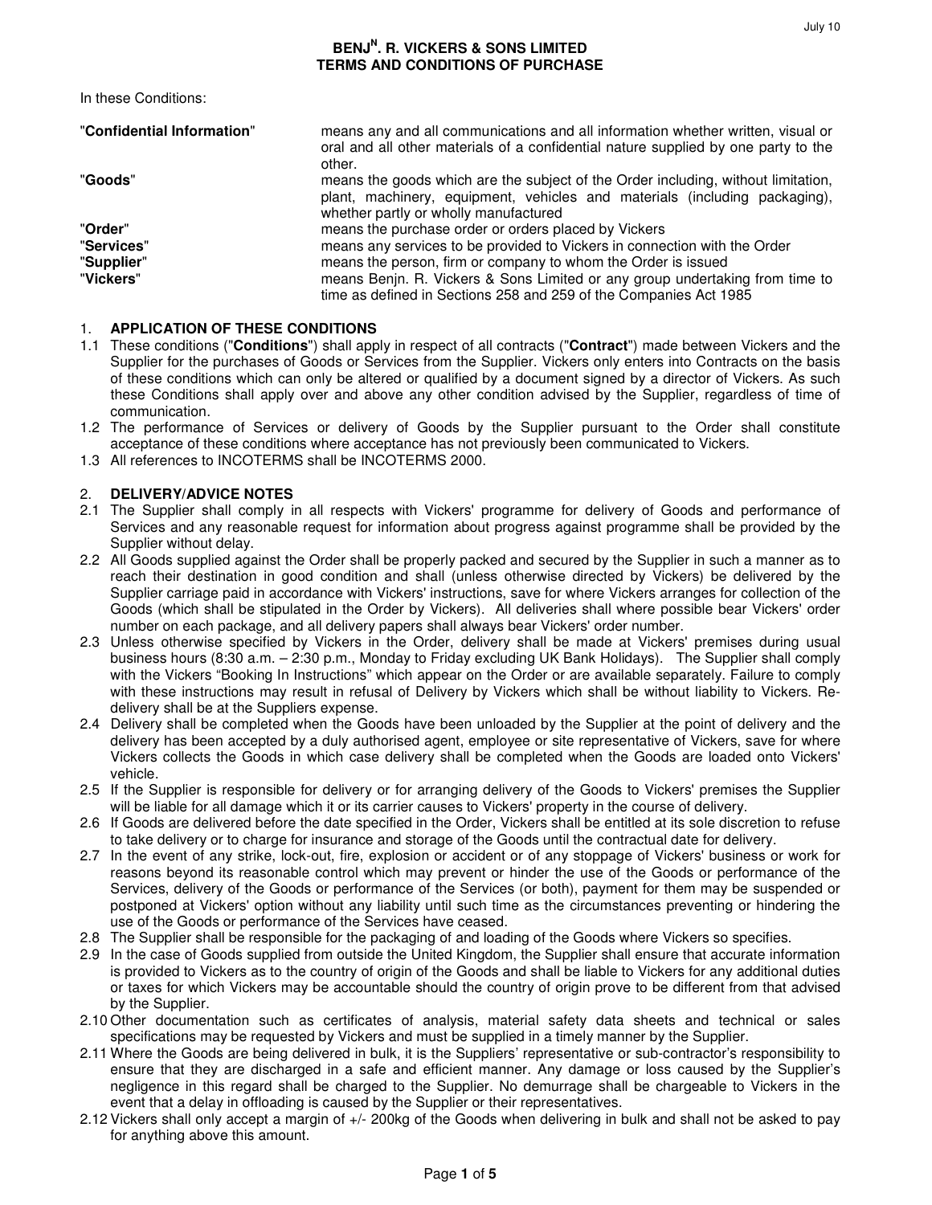# BENJ[N]. R. VICKERS & SONS LIMITED
# TERMS AND CONDITIONS OF PURCHASE

July 10

In these Conditions:

| | |
|---|---|
| "**Confidential Information**" | means any and all communications and all information whether written, visual or oral and all other materials of a confidential nature supplied by one party to the other. |
| "**Goods**" | means the goods which are the subject of the Order including, without limitation, plant, machinery, equipment, vehicles and materials (including packaging), whether partly or wholly manufactured |
| "**Order**" | means the purchase order or orders placed by Vickers |
| "**Services**" | means any services to be provided to Vickers in connection with the Order |
| "**Supplier**" | means the person, firm or company to whom the Order is issued |
| "**Vickers**" | means Benjn. R. Vickers & Sons Limited or any group undertaking from time to time as defined in Sections 258 and 259 of the Companies Act 1985 |

## 1. APPLICATION OF THESE CONDITIONS

1.1 These conditions ("**Conditions**") shall apply in respect of all contracts ("**Contract**") made between Vickers and the Supplier for the purchases of Goods or Services from the Supplier. Vickers only enters into Contracts on the basis of these conditions which can only be altered or qualified by a document signed by a director of Vickers. As such these Conditions shall apply over and above any other condition advised by the Supplier, regardless of time of communication.

1.2 The performance of Services or delivery of Goods by the Supplier pursuant to the Order shall constitute acceptance of these conditions where acceptance has not previously been communicated to Vickers.

1.3 All references to INCOTERMS shall be INCOTERMS 2000.

## 2. DELIVERY/ADVICE NOTES

2.1 The Supplier shall comply in all respects with Vickers' programme for delivery of Goods and performance of Services and any reasonable request for information about progress against programme shall be provided by the Supplier without delay.

2.2 All Goods supplied against the Order shall be properly packed and secured by the Supplier in such a manner as to reach their destination in good condition and shall (unless otherwise directed by Vickers) be delivered by the Supplier carriage paid in accordance with Vickers' instructions, save for where Vickers arranges for collection of the Goods (which shall be stipulated in the Order by Vickers). All deliveries shall where possible bear Vickers' order number on each package, and all delivery papers shall always bear Vickers' order number.

2.3 Unless otherwise specified by Vickers in the Order, delivery shall be made at Vickers' premises during usual business hours (8:30 a.m. – 2:30 p.m., Monday to Friday excluding UK Bank Holidays). The Supplier shall comply with the Vickers "Booking In Instructions" which appear on the Order or are available separately. Failure to comply with these instructions may result in refusal of Delivery by Vickers which shall be without liability to Vickers. Re-delivery shall be at the Suppliers expense.

2.4 Delivery shall be completed when the Goods have been unloaded by the Supplier at the point of delivery and the delivery has been accepted by a duly authorised agent, employee or site representative of Vickers, save for where Vickers collects the Goods in which case delivery shall be completed when the Goods are loaded onto Vickers' vehicle.

2.5 If the Supplier is responsible for delivery or for arranging delivery of the Goods to Vickers' premises the Supplier will be liable for all damage which it or its carrier causes to Vickers' property in the course of delivery.

2.6 If Goods are delivered before the date specified in the Order, Vickers shall be entitled at its sole discretion to refuse to take delivery or to charge for insurance and storage of the Goods until the contractual date for delivery.

2.7 In the event of any strike, lock-out, fire, explosion or accident or of any stoppage of Vickers' business or work for reasons beyond its reasonable control which may prevent or hinder the use of the Goods or performance of the Services, delivery of the Goods or performance of the Services (or both), payment for them may be suspended or postponed at Vickers' option without any liability until such time as the circumstances preventing or hindering the use of the Goods or performance of the Services have ceased.

2.8 The Supplier shall be responsible for the packaging of and loading of the Goods where Vickers so specifies.

2.9 In the case of Goods supplied from outside the United Kingdom, the Supplier shall ensure that accurate information is provided to Vickers as to the country of origin of the Goods and shall be liable to Vickers for any additional duties or taxes for which Vickers may be accountable should the country of origin prove to be different from that advised by the Supplier.

2.10 Other documentation such as certificates of analysis, material safety data sheets and technical or sales specifications may be requested by Vickers and must be supplied in a timely manner by the Supplier.

2.11 Where the Goods are being delivered in bulk, it is the Suppliers' representative or sub-contractor's responsibility to ensure that they are discharged in a safe and efficient manner. Any damage or loss caused by the Supplier's negligence in this regard shall be charged to the Supplier. No demurrage shall be chargeable to Vickers in the event that a delay in offloading is caused by the Supplier or their representatives.

2.12 Vickers shall only accept a margin of +/- 200kg of the Goods when delivering in bulk and shall not be asked to pay for anything above this amount.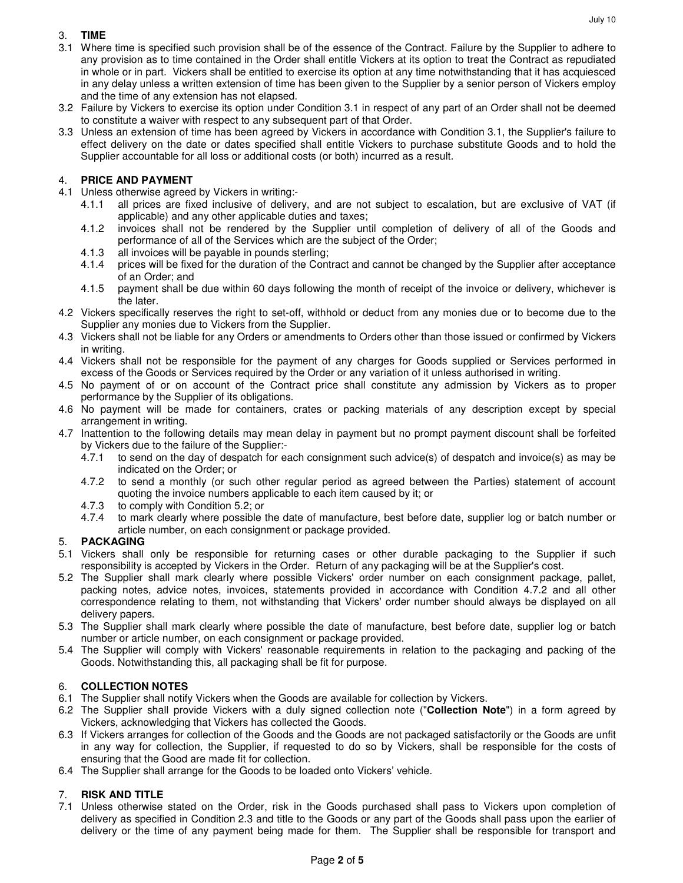## 3. TIME

3.1 Where time is specified such provision shall be of the essence of the Contract. Failure by the Supplier to adhere to any provision as to time contained in the Order shall entitle Vickers at its option to treat the Contract as repudiated in whole or in part. Vickers shall be entitled to exercise its option at any time notwithstanding that it has acquiesced in any delay unless a written extension of time has been given to the Supplier by a senior person of Vickers employ and the time of any extension has not elapsed.

3.2 Failure by Vickers to exercise its option under Condition 3.1 in respect of any part of an Order shall not be deemed to constitute a waiver with respect to any subsequent part of that Order.

3.3 Unless an extension of time has been agreed by Vickers in accordance with Condition 3.1, the Supplier's failure to effect delivery on the date or dates specified shall entitle Vickers to purchase substitute Goods and to hold the Supplier accountable for all loss or additional costs (or both) incurred as a result.

## 4. PRICE AND PAYMENT

4.1 Unless otherwise agreed by Vickers in writing:-

- 4.1.1 all prices are fixed inclusive of delivery, and are not subject to escalation, but are exclusive of VAT (if applicable) and any other applicable duties and taxes;
- 4.1.2 invoices shall not be rendered by the Supplier until completion of delivery of all of the Goods and performance of all of the Services which are the subject of the Order;
- 4.1.3 all invoices will be payable in pounds sterling;
- 4.1.4 prices will be fixed for the duration of the Contract and cannot be changed by the Supplier after acceptance of an Order; and
- 4.1.5 payment shall be due within 60 days following the month of receipt of the invoice or delivery, whichever is the later.

4.2 Vickers specifically reserves the right to set-off, withhold or deduct from any monies due or to become due to the Supplier any monies due to Vickers from the Supplier.

4.3 Vickers shall not be liable for any Orders or amendments to Orders other than those issued or confirmed by Vickers in writing.

4.4 Vickers shall not be responsible for the payment of any charges for Goods supplied or Services performed in excess of the Goods or Services required by the Order or any variation of it unless authorised in writing.

4.5 No payment of or on account of the Contract price shall constitute any admission by Vickers as to proper performance by the Supplier of its obligations.

4.6 No payment will be made for containers, crates or packing materials of any description except by special arrangement in writing.

4.7 Inattention to the following details may mean delay in payment but no prompt payment discount shall be forfeited by Vickers due to the failure of the Supplier:-

- 4.7.1 to send on the day of despatch for each consignment such advice(s) of despatch and invoice(s) as may be indicated on the Order; or
- 4.7.2 to send a monthly (or such other regular period as agreed between the Parties) statement of account quoting the invoice numbers applicable to each item caused by it; or
- 4.7.3 to comply with Condition 5.2; or
- 4.7.4 to mark clearly where possible the date of manufacture, best before date, supplier log or batch number or article number, on each consignment or package provided.

## 5. PACKAGING

5.1 Vickers shall only be responsible for returning cases or other durable packaging to the Supplier if such responsibility is accepted by Vickers in the Order. Return of any packaging will be at the Supplier's cost.

5.2 The Supplier shall mark clearly where possible Vickers' order number on each consignment package, pallet, packing notes, advice notes, invoices, statements provided in accordance with Condition 4.7.2 and all other correspondence relating to them, not withstanding that Vickers' order number should always be displayed on all delivery papers.

5.3 The Supplier shall mark clearly where possible the date of manufacture, best before date, supplier log or batch number or article number, on each consignment or package provided.

5.4 The Supplier will comply with Vickers' reasonable requirements in relation to the packaging and packing of the Goods. Notwithstanding this, all packaging shall be fit for purpose.

## 6. COLLECTION NOTES

6.1 The Supplier shall notify Vickers when the Goods are available for collection by Vickers.

6.2 The Supplier shall provide Vickers with a duly signed collection note ("**Collection Note**") in a form agreed by Vickers, acknowledging that Vickers has collected the Goods.

6.3 If Vickers arranges for collection of the Goods and the Goods are not packaged satisfactorily or the Goods are unfit in any way for collection, the Supplier, if requested to do so by Vickers, shall be responsible for the costs of ensuring that the Good are made fit for collection.

6.4 The Supplier shall arrange for the Goods to be loaded onto Vickers' vehicle.

## 7. RISK AND TITLE

7.1 Unless otherwise stated on the Order, risk in the Goods purchased shall pass to Vickers upon completion of delivery as specified in Condition 2.3 and title to the Goods or any part of the Goods shall pass upon the earlier of delivery or the time of any payment being made for them. The Supplier shall be responsible for transport and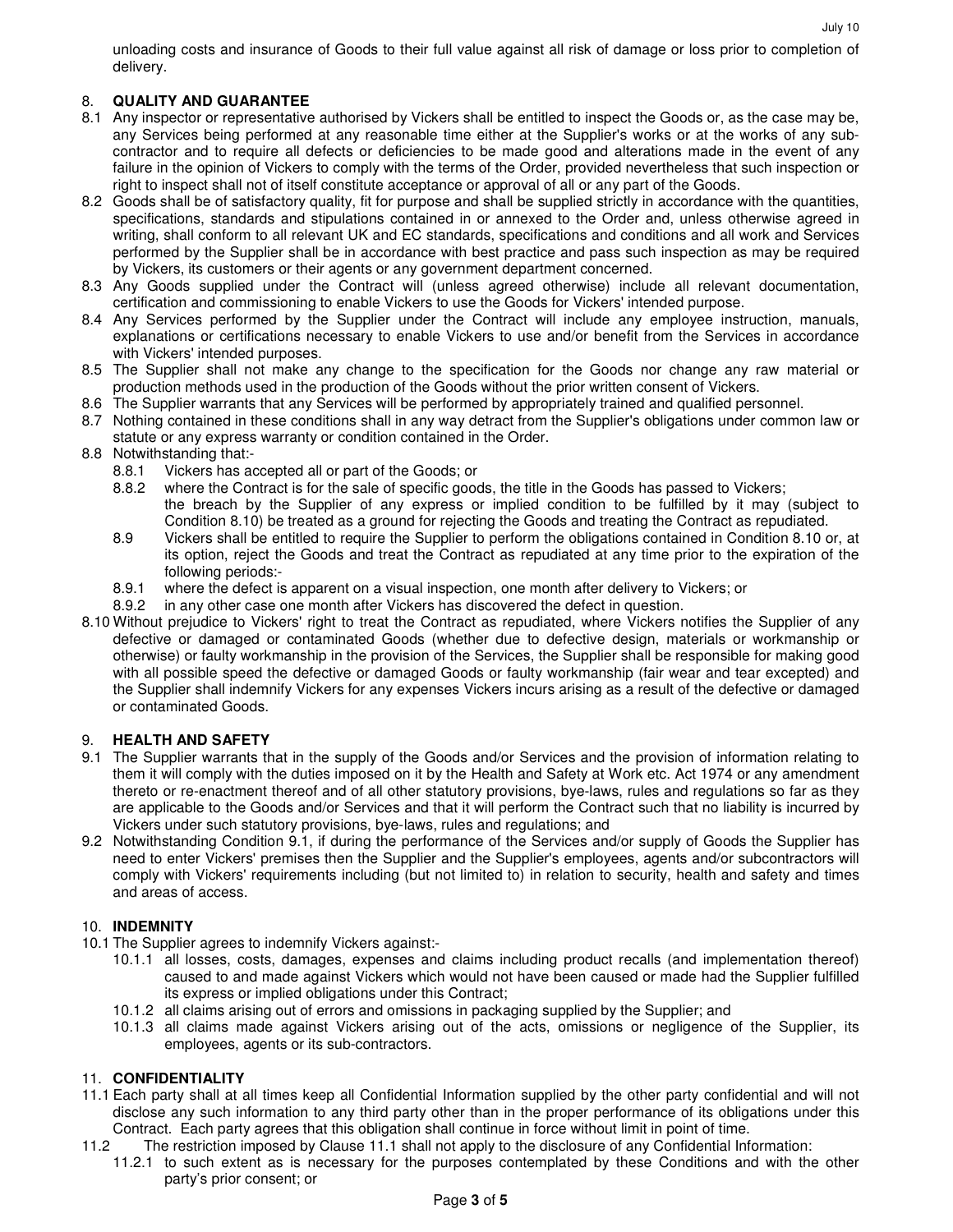unloading costs and insurance of Goods to their full value against all risk of damage or loss prior to completion of delivery.

## 8. QUALITY AND GUARANTEE

8.1 Any inspector or representative authorised by Vickers shall be entitled to inspect the Goods or, as the case may be, any Services being performed at any reasonable time either at the Supplier's works or at the works of any sub-contractor and to require all defects or deficiencies to be made good and alterations made in the event of any failure in the opinion of Vickers to comply with the terms of the Order, provided nevertheless that such inspection or right to inspect shall not of itself constitute acceptance or approval of all or any part of the Goods.

8.2 Goods shall be of satisfactory quality, fit for purpose and shall be supplied strictly in accordance with the quantities, specifications, standards and stipulations contained in or annexed to the Order and, unless otherwise agreed in writing, shall conform to all relevant UK and EC standards, specifications and conditions and all work and Services performed by the Supplier shall be in accordance with best practice and pass such inspection as may be required by Vickers, its customers or their agents or any government department concerned.

8.3 Any Goods supplied under the Contract will (unless agreed otherwise) include all relevant documentation, certification and commissioning to enable Vickers to use the Goods for Vickers' intended purpose.

8.4 Any Services performed by the Supplier under the Contract will include any employee instruction, manuals, explanations or certifications necessary to enable Vickers to use and/or benefit from the Services in accordance with Vickers' intended purposes.

8.5 The Supplier shall not make any change to the specification for the Goods nor change any raw material or production methods used in the production of the Goods without the prior written consent of Vickers.

8.6 The Supplier warrants that any Services will be performed by appropriately trained and qualified personnel.

8.7 Nothing contained in these conditions shall in any way detract from the Supplier's obligations under common law or statute or any express warranty or condition contained in the Order.

8.8 Notwithstanding that:-

- 8.8.1 Vickers has accepted all or part of the Goods; or
- 8.8.2 where the Contract is for the sale of specific goods, the title in the Goods has passed to Vickers;

the breach by the Supplier of any express or implied condition to be fulfilled by it may (subject to Condition 8.10) be treated as a ground for rejecting the Goods and treating the Contract as repudiated.

8.9 Vickers shall be entitled to require the Supplier to perform the obligations contained in Condition 8.10 or, at its option, reject the Goods and treat the Contract as repudiated at any time prior to the expiration of the following periods:-

- 8.9.1 where the defect is apparent on a visual inspection, one month after delivery to Vickers; or
- 8.9.2 in any other case one month after Vickers has discovered the defect in question.

8.10 Without prejudice to Vickers' right to treat the Contract as repudiated, where Vickers notifies the Supplier of any defective or damaged or contaminated Goods (whether due to defective design, materials or workmanship or otherwise) or faulty workmanship in the provision of the Services, the Supplier shall be responsible for making good with all possible speed the defective or damaged Goods or faulty workmanship (fair wear and tear excepted) and the Supplier shall indemnify Vickers for any expenses Vickers incurs arising as a result of the defective or damaged or contaminated Goods.

## 9. HEALTH AND SAFETY

9.1 The Supplier warrants that in the supply of the Goods and/or Services and the provision of information relating to them it will comply with the duties imposed on it by the Health and Safety at Work etc. Act 1974 or any amendment thereto or re-enactment thereof and of all other statutory provisions, bye-laws, rules and regulations so far as they are applicable to the Goods and/or Services and that it will perform the Contract such that no liability is incurred by Vickers under such statutory provisions, bye-laws, rules and regulations; and

9.2 Notwithstanding Condition 9.1, if during the performance of the Services and/or supply of Goods the Supplier has need to enter Vickers' premises then the Supplier and the Supplier's employees, agents and/or subcontractors will comply with Vickers' requirements including (but not limited to) in relation to security, health and safety and times and areas of access.

## 10. INDEMNITY

10.1 The Supplier agrees to indemnify Vickers against:-

- 10.1.1 all losses, costs, damages, expenses and claims including product recalls (and implementation thereof) caused to and made against Vickers which would not have been caused or made had the Supplier fulfilled its express or implied obligations under this Contract;
- 10.1.2 all claims arising out of errors and omissions in packaging supplied by the Supplier; and
- 10.1.3 all claims made against Vickers arising out of the acts, omissions or negligence of the Supplier, its employees, agents or its sub-contractors.

## 11. CONFIDENTIALITY

11.1 Each party shall at all times keep all Confidential Information supplied by the other party confidential and will not disclose any such information to any third party other than in the proper performance of its obligations under this Contract. Each party agrees that this obligation shall continue in force without limit in point of time.

11.2 The restriction imposed by Clause 11.1 shall not apply to the disclosure of any Confidential Information:

- 11.2.1 to such extent as is necessary for the purposes contemplated by these Conditions and with the other party's prior consent; or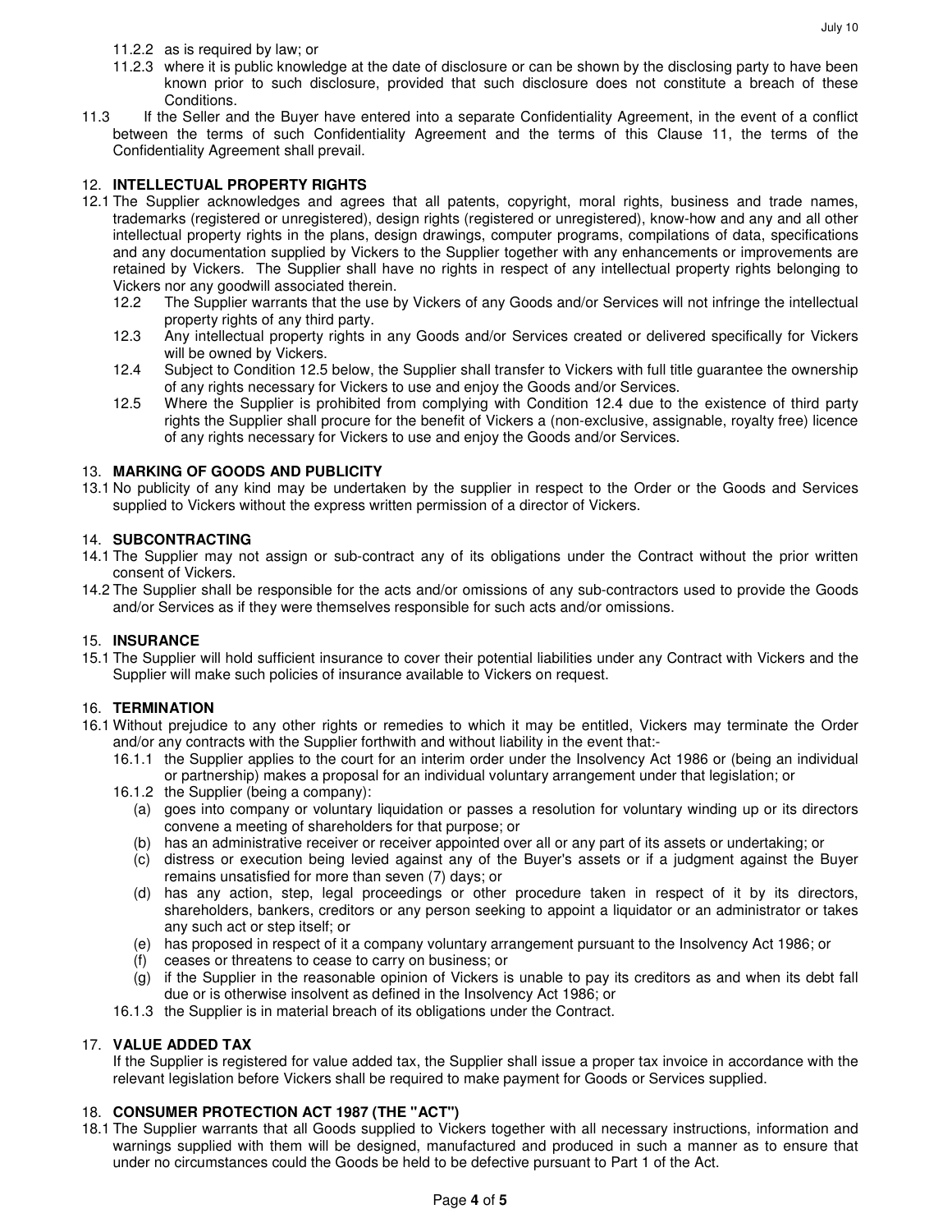11.2.2 as is required by law; or

11.2.3 where it is public knowledge at the date of disclosure or can be shown by the disclosing party to have been known prior to such disclosure, provided that such disclosure does not constitute a breach of these Conditions.

11.3 If the Seller and the Buyer have entered into a separate Confidentiality Agreement, in the event of a conflict between the terms of such Confidentiality Agreement and the terms of this Clause 11, the terms of the Confidentiality Agreement shall prevail.

## 12. INTELLECTUAL PROPERTY RIGHTS

12.1 The Supplier acknowledges and agrees that all patents, copyright, moral rights, business and trade names, trademarks (registered or unregistered), design rights (registered or unregistered), know-how and any and all other intellectual property rights in the plans, design drawings, computer programs, compilations of data, specifications and any documentation supplied by Vickers to the Supplier together with any enhancements or improvements are retained by Vickers. The Supplier shall have no rights in respect of any intellectual property rights belonging to Vickers nor any goodwill associated therein.

12.2 The Supplier warrants that the use by Vickers of any Goods and/or Services will not infringe the intellectual property rights of any third party.

12.3 Any intellectual property rights in any Goods and/or Services created or delivered specifically for Vickers will be owned by Vickers.

12.4 Subject to Condition 12.5 below, the Supplier shall transfer to Vickers with full title guarantee the ownership of any rights necessary for Vickers to use and enjoy the Goods and/or Services.

12.5 Where the Supplier is prohibited from complying with Condition 12.4 due to the existence of third party rights the Supplier shall procure for the benefit of Vickers a (non-exclusive, assignable, royalty free) licence of any rights necessary for Vickers to use and enjoy the Goods and/or Services.

## 13. MARKING OF GOODS AND PUBLICITY

13.1 No publicity of any kind may be undertaken by the supplier in respect to the Order or the Goods and Services supplied to Vickers without the express written permission of a director of Vickers.

## 14. SUBCONTRACTING

14.1 The Supplier may not assign or sub-contract any of its obligations under the Contract without the prior written consent of Vickers.

14.2 The Supplier shall be responsible for the acts and/or omissions of any sub-contractors used to provide the Goods and/or Services as if they were themselves responsible for such acts and/or omissions.

## 15. INSURANCE

15.1 The Supplier will hold sufficient insurance to cover their potential liabilities under any Contract with Vickers and the Supplier will make such policies of insurance available to Vickers on request.

## 16. TERMINATION

16.1 Without prejudice to any other rights or remedies to which it may be entitled, Vickers may terminate the Order and/or any contracts with the Supplier forthwith and without liability in the event that:-

16.1.1 the Supplier applies to the court for an interim order under the Insolvency Act 1986 or (being an individual or partnership) makes a proposal for an individual voluntary arrangement under that legislation; or

16.1.2 the Supplier (being a company):

(a) goes into company or voluntary liquidation or passes a resolution for voluntary winding up or its directors convene a meeting of shareholders for that purpose; or

(b) has an administrative receiver or receiver appointed over all or any part of its assets or undertaking; or

(c) distress or execution being levied against any of the Buyer's assets or if a judgment against the Buyer remains unsatisfied for more than seven (7) days; or

(d) has any action, step, legal proceedings or other procedure taken in respect of it by its directors, shareholders, bankers, creditors or any person seeking to appoint a liquidator or an administrator or takes any such act or step itself; or

(e) has proposed in respect of it a company voluntary arrangement pursuant to the Insolvency Act 1986; or

(f) ceases or threatens to cease to carry on business; or

(g) if the Supplier in the reasonable opinion of Vickers is unable to pay its creditors as and when its debt fall due or is otherwise insolvent as defined in the Insolvency Act 1986; or

16.1.3 the Supplier is in material breach of its obligations under the Contract.

## 17. VALUE ADDED TAX

If the Supplier is registered for value added tax, the Supplier shall issue a proper tax invoice in accordance with the relevant legislation before Vickers shall be required to make payment for Goods or Services supplied.

## 18. CONSUMER PROTECTION ACT 1987 (THE "ACT")

18.1 The Supplier warrants that all Goods supplied to Vickers together with all necessary instructions, information and warnings supplied with them will be designed, manufactured and produced in such a manner as to ensure that under no circumstances could the Goods be held to be defective pursuant to Part 1 of the Act.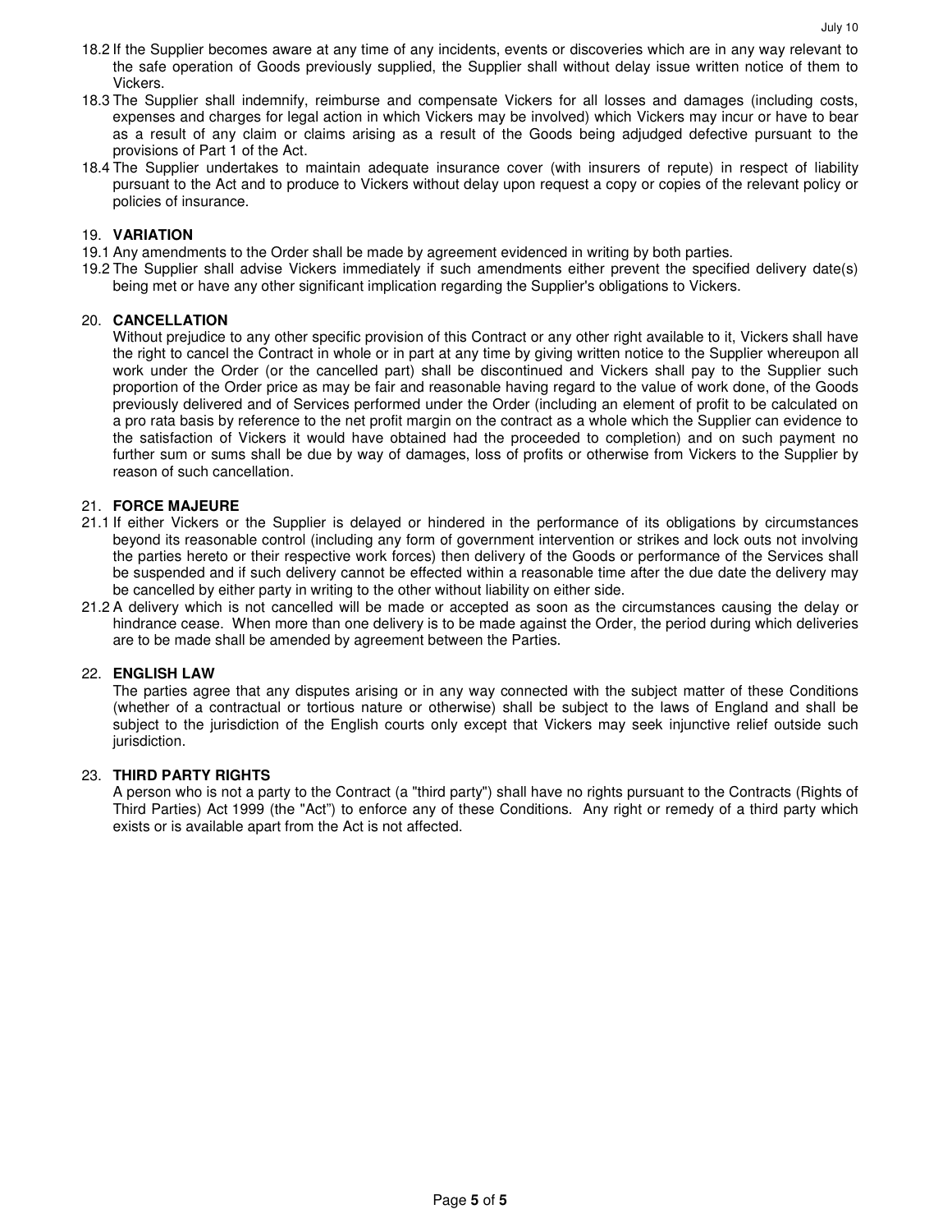18.2 If the Supplier becomes aware at any time of any incidents, events or discoveries which are in any way relevant to the safe operation of Goods previously supplied, the Supplier shall without delay issue written notice of them to Vickers.

18.3 The Supplier shall indemnify, reimburse and compensate Vickers for all losses and damages (including costs, expenses and charges for legal action in which Vickers may be involved) which Vickers may incur or have to bear as a result of any claim or claims arising as a result of the Goods being adjudged defective pursuant to the provisions of Part 1 of the Act.

18.4 The Supplier undertakes to maintain adequate insurance cover (with insurers of repute) in respect of liability pursuant to the Act and to produce to Vickers without delay upon request a copy or copies of the relevant policy or policies of insurance.

## 19. **VARIATION**

19.1 Any amendments to the Order shall be made by agreement evidenced in writing by both parties.

19.2 The Supplier shall advise Vickers immediately if such amendments either prevent the specified delivery date(s) being met or have any other significant implication regarding the Supplier's obligations to Vickers.

## 20. **CANCELLATION**

Without prejudice to any other specific provision of this Contract or any other right available to it, Vickers shall have the right to cancel the Contract in whole or in part at any time by giving written notice to the Supplier whereupon all work under the Order (or the cancelled part) shall be discontinued and Vickers shall pay to the Supplier such proportion of the Order price as may be fair and reasonable having regard to the value of work done, of the Goods previously delivered and of Services performed under the Order (including an element of profit to be calculated on a pro rata basis by reference to the net profit margin on the contract as a whole which the Supplier can evidence to the satisfaction of Vickers it would have obtained had the proceeded to completion) and on such payment no further sum or sums shall be due by way of damages, loss of profits or otherwise from Vickers to the Supplier by reason of such cancellation.

## 21. **FORCE MAJEURE**

21.1 If either Vickers or the Supplier is delayed or hindered in the performance of its obligations by circumstances beyond its reasonable control (including any form of government intervention or strikes and lock outs not involving the parties hereto or their respective work forces) then delivery of the Goods or performance of the Services shall be suspended and if such delivery cannot be effected within a reasonable time after the due date the delivery may be cancelled by either party in writing to the other without liability on either side.

21.2 A delivery which is not cancelled will be made or accepted as soon as the circumstances causing the delay or hindrance cease. When more than one delivery is to be made against the Order, the period during which deliveries are to be made shall be amended by agreement between the Parties.

## 22. **ENGLISH LAW**

The parties agree that any disputes arising or in any way connected with the subject matter of these Conditions (whether of a contractual or tortious nature or otherwise) shall be subject to the laws of England and shall be subject to the jurisdiction of the English courts only except that Vickers may seek injunctive relief outside such jurisdiction.

## 23. **THIRD PARTY RIGHTS**

A person who is not a party to the Contract (a "third party") shall have no rights pursuant to the Contracts (Rights of Third Parties) Act 1999 (the "Act") to enforce any of these Conditions. Any right or remedy of a third party which exists or is available apart from the Act is not affected.